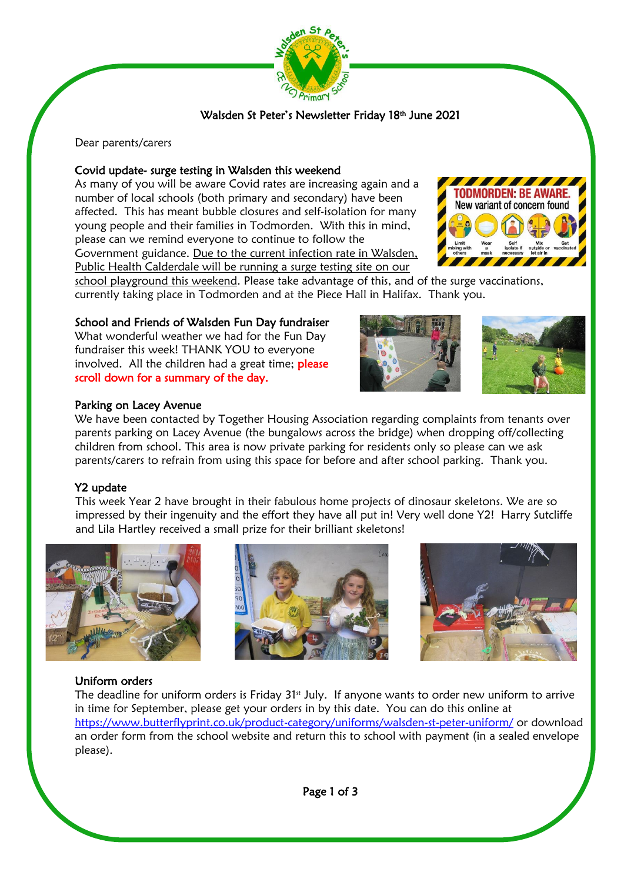# Walsden St Peter's Newsletter Friday 18th June 2021

Dear parents/carers

## Covid update- surge testing in Walsden this weekend

As many of you will be aware Covid rates are increasing again and a number of local schools (both primary and secondary) have been affected. This has meant bubble closures and self-isolation for many young people and their families in Todmorden. With this in mind, please can we remind everyone to continue to follow the Government guidance. Due to the current infection rate in Walsden, Public Health Calderdale will be running a surge testing site on our school playground this weekend. Please take advantage of this, and of the surge vaccinations, currently taking place in Todmorden and at the Piece Hall in Halifax. Thank you.

## School and Friends of Walsden Fun Day fundraiser

What wonderful weather we had for the Fun Day fundraiser this week! THANK YOU to everyone involved. All the children had a great time; **please scroll down for a summary of the day.**

## Parking on Lacey Avenue

We have been contacted by Together Housing Association regarding complaints from tenants over parents parking on Lacey Avenue (the bungalows across the bridge) when dropping off/collecting children from school. This area is now private parking for residents only so please can we ask parents/carers to refrain from using this space for before and after school parking. Thank you.

## Y2 update

This week Year 2 have brought in their fabulous home projects of dinosaur skeletons. We are so impressed by their ingenuity and the effort they have all put in! Very well done Y2! Harry Sutcliffe and Lila Hartley received a small prize for their brilliant skeletons!

## Uniform orders

The deadline for uniform orders is Friday 31st July. If anyone wants to order new uniform to arrive in time for September, please get your orders in by this date. You can do this online at https://www.butterflyprint.co.uk/product-category/uniforms/walsden-st-peter-uniform/ or download an order form from the school website and return this to school with payment (in a sealed envelope please).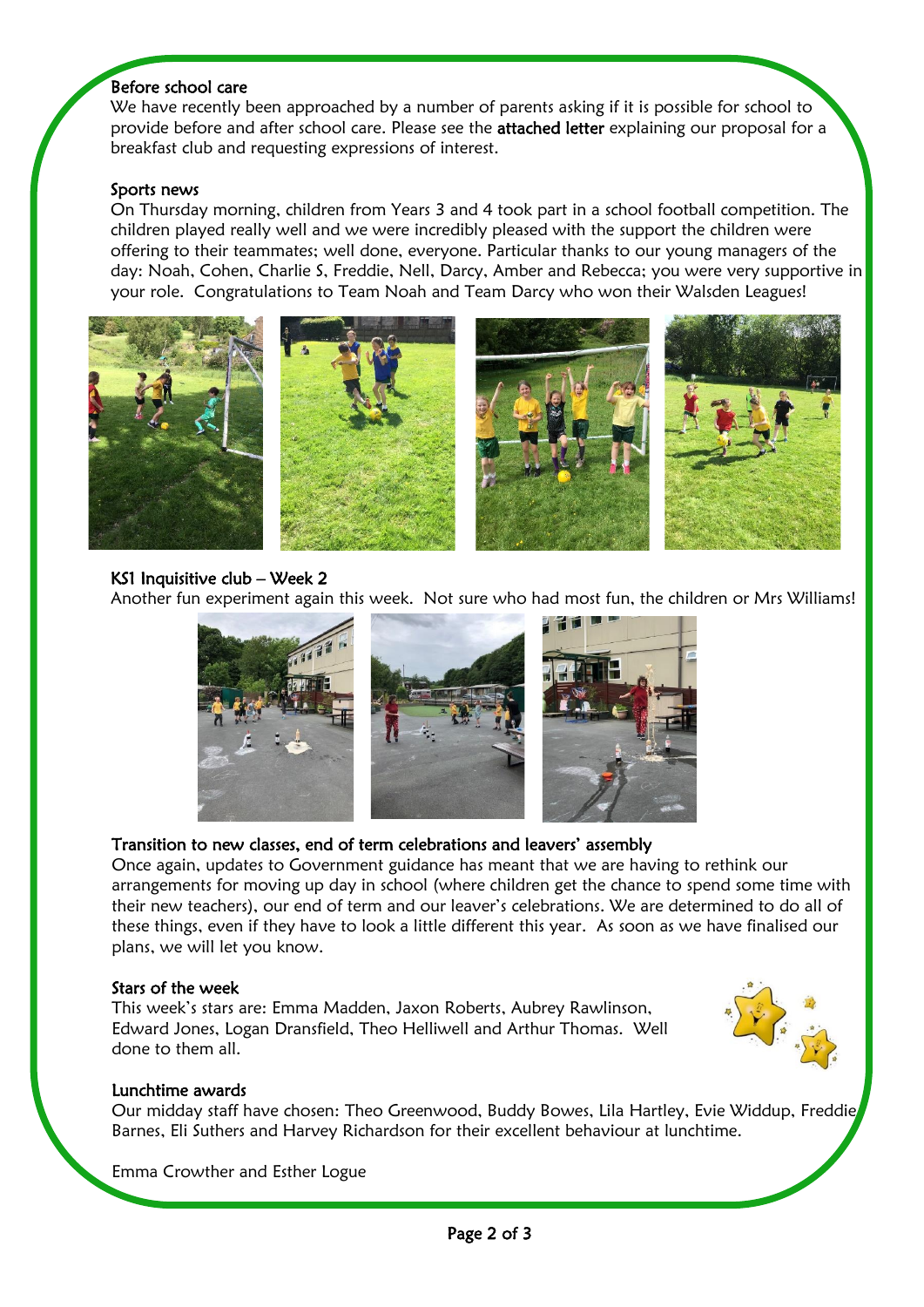## Before school care

We have recently been approached by a number of parents asking if it is possible for school to provide before and after school care. Please see the **attached letter** explaining our proposal for a breakfast club and requesting expressions of interest.

## Sports news

On Thursday morning, children from Years 3 and 4 took part in a school football competition. The children played really well and we were incredibly pleased with the support the children were offering to their teammates; well done, everyone. Particular thanks to our young managers of the day: Noah, Cohen, Charlie S, Freddie, Nell, Darcy, Amber and Rebecca; you were very supportive in your role. Congratulations to Team Noah and Team Darcy who won their Walsden Leagues!

## KS1 Inquisitive club – Week 2

Another fun experiment again this week. Not sure who had most fun, the children or Mrs Williams!

## Transition to new classes, end of term celebrations and leavers' assembly

Once again, updates to Government guidance has meant that we are having to rethink our arrangements for moving up day in school (where children get the chance to spend some time with their new teachers), our end of term and our leaver's celebrations. We are determined to do all of these things, even if they have to look a little different this year. As soon as we have finalised our plans, we will let you know.

## Stars of the week

This week's stars are: Emma Madden, Jaxon Roberts, Aubrey Rawlinson, Edward Jones, Logan Dransfield, Theo Helliwell and Arthur Thomas. Well done to them all.

## Lunchtime awards

Our midday staff have chosen: Theo Greenwood, Buddy Bowes, Lila Hartley, Evie Widdup, Freddie Barnes, Eli Suthers and Harvey Richardson for their excellent behaviour at lunchtime.

Emma Crowther and Esther Logue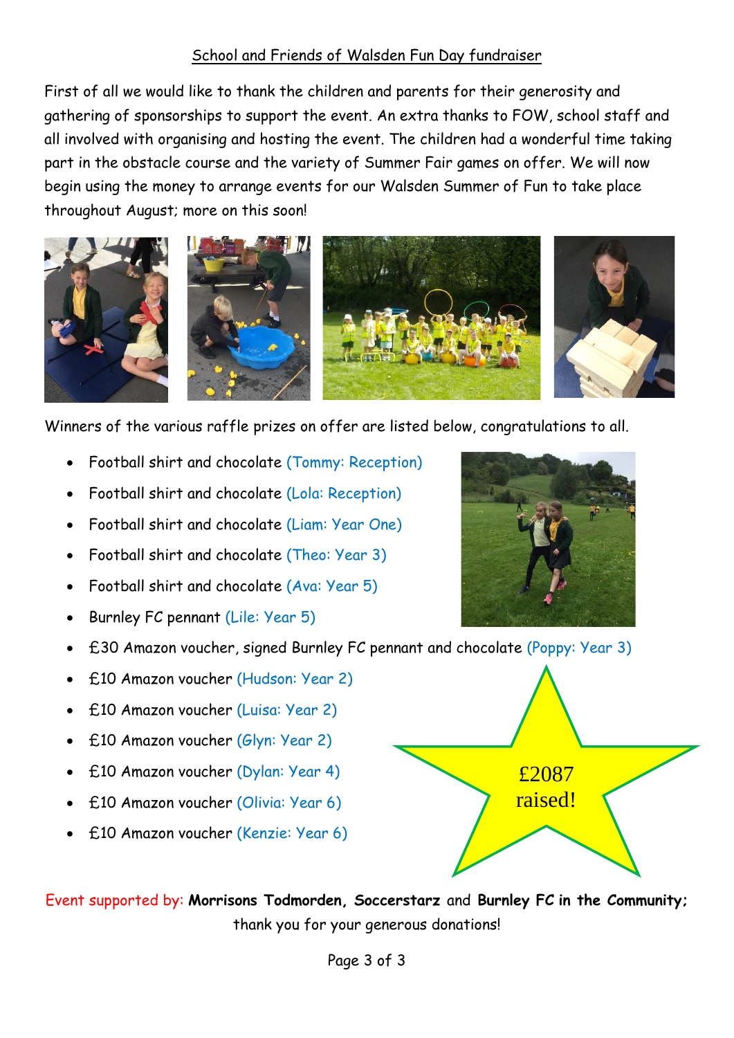## School and Friends of Walsden Fun Day fundraiser

First of all we would like to thank the children and parents for their generosity and gathering of sponsorships to support the event. An extra thanks to FOW, school staff and all involved with organising and hosting the event. The children had a wonderful time taking part in the obstacle course and the variety of Summer Fair games on offer. We will now begin using the money to arrange events for our Walsden Summer of Fun to take place throughout August; more on this soon!

Winners of the various raffle prizes on offer are listed below, congratulations to all.

- Football shirt and chocolate (Tommy: Reception)
- Football shirt and chocolate (Lola: Reception)
- Football shirt and chocolate (Liam: Year One)
- Football shirt and chocolate (Theo: Year 3)
- Football shirt and chocolate (Ava: Year 5)
- Burnley FC pennant (Lile: Year 5)
- £30 Amazon voucher, signed Burnley FC pennant and chocolate (Poppy: Year 3)
- £10 Amazon voucher (Hudson: Year 2)
- £10 Amazon voucher (Luisa: Year 2)
- £10 Amazon voucher (Glyn: Year 2)
- £10 Amazon voucher (Dylan: Year 4)
- £10 Amazon voucher (Olivia: Year 6)
- £10 Amazon voucher (Kenzie: Year 6)

£2087 raised!

Event supported by: **Morrisons Todmorden, Soccerstarz** and **Burnley FC in the Community;** thank you for your generous donations!